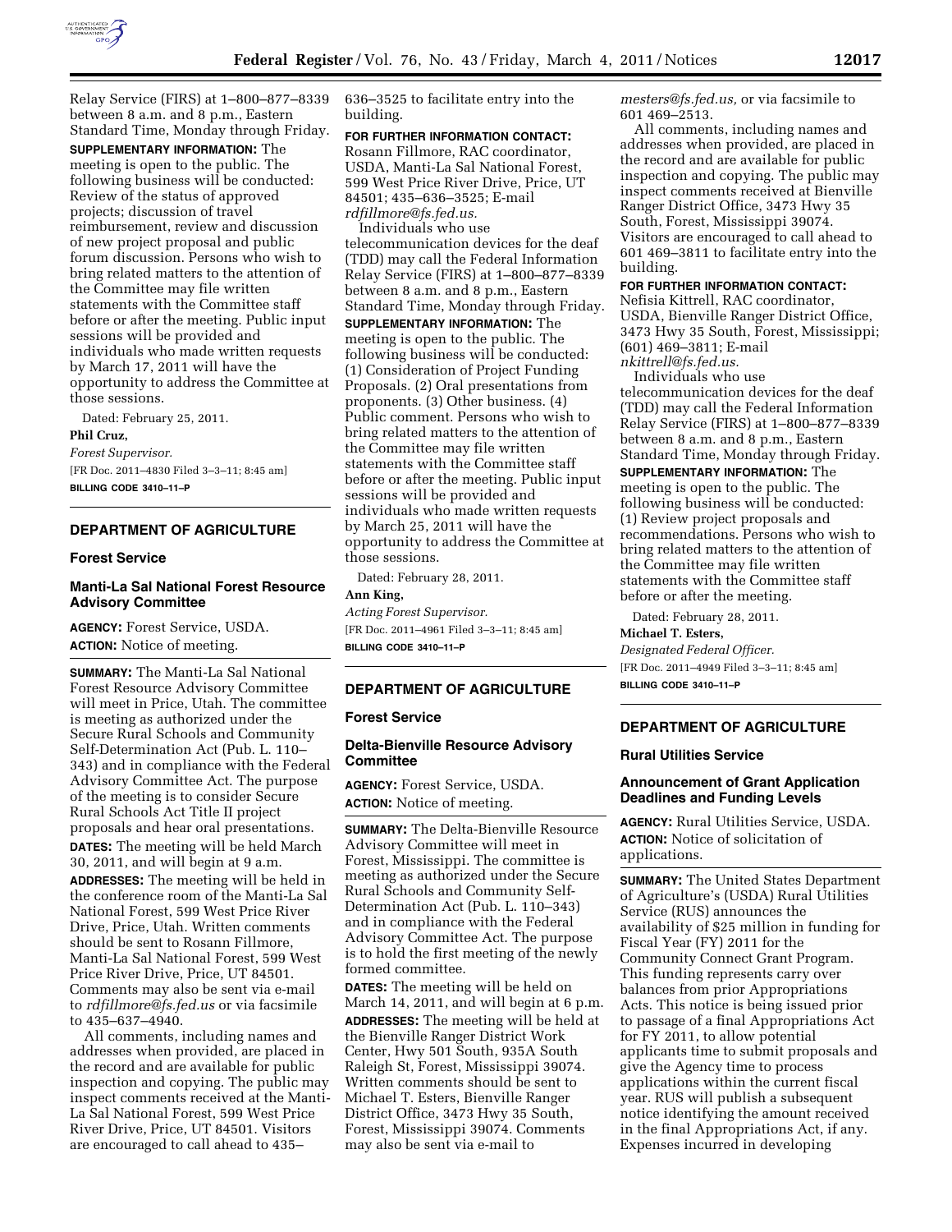Relay Service (FIRS) at 1–800–877–8339 between 8 a.m. and 8 p.m., Eastern Standard Time, Monday through Friday.

**SUPPLEMENTARY INFORMATION:** The meeting is open to the public. The following business will be conducted: Review of the status of approved projects; discussion of travel reimbursement, review and discussion of new project proposal and public forum discussion. Persons who wish to bring related matters to the attention of the Committee may file written statements with the Committee staff before or after the meeting. Public input sessions will be provided and individuals who made written requests by March 17, 2011 will have the opportunity to address the Committee at those sessions.

Dated: February 25, 2011.

**Phil Cruz,**

*Forest Supervisor.*

[FR Doc. 2011–4830 Filed 3–3–11; 8:45 am]

**BILLING CODE 3410–11–P**

## DEPARTMENT OF AGRICULTURE

### Forest Service

### Manti-La Sal National Forest Resource Advisory Committee

**AGENCY:** Forest Service, USDA.

**ACTION:** Notice of meeting.

**SUMMARY:** The Manti-La Sal National Forest Resource Advisory Committee will meet in Price, Utah. The committee is meeting as authorized under the Secure Rural Schools and Community Self-Determination Act (Pub. L. 110–343) and in compliance with the Federal Advisory Committee Act. The purpose of the meeting is to consider Secure Rural Schools Act Title II project proposals and hear oral presentations.

**DATES:** The meeting will be held March 30, 2011, and will begin at 9 a.m.

**ADDRESSES:** The meeting will be held in the conference room of the Manti-La Sal National Forest, 599 West Price River Drive, Price, Utah. Written comments should be sent to Rosann Fillmore, Manti-La Sal National Forest, 599 West Price River Drive, Price, UT 84501. Comments may also be sent via e-mail to *rdfillmore@fs.fed.us* or via facsimile to 435–637–4940.

All comments, including names and addresses when provided, are placed in the record and are available for public inspection and copying. The public may inspect comments received at the Manti-La Sal National Forest, 599 West Price River Drive, Price, UT 84501. Visitors are encouraged to call ahead to 435–636–3525 to facilitate entry into the building.

**FOR FURTHER INFORMATION CONTACT:** Rosann Fillmore, RAC coordinator, USDA, Manti-La Sal National Forest, 599 West Price River Drive, Price, UT 84501; 435–636–3525; E-mail *rdfillmore@fs.fed.us.*

Individuals who use telecommunication devices for the deaf (TDD) may call the Federal Information Relay Service (FIRS) at 1–800–877–8339 between 8 a.m. and 8 p.m., Eastern Standard Time, Monday through Friday.

**SUPPLEMENTARY INFORMATION:** The meeting is open to the public. The following business will be conducted: (1) Consideration of Project Funding Proposals. (2) Oral presentations from proponents. (3) Other business. (4) Public comment. Persons who wish to bring related matters to the attention of the Committee may file written statements with the Committee staff before or after the meeting. Public input sessions will be provided and individuals who made written requests by March 25, 2011 will have the opportunity to address the Committee at those sessions.

Dated: February 28, 2011.

**Ann King,**

*Acting Forest Supervisor.*

[FR Doc. 2011–4961 Filed 3–3–11; 8:45 am]

**BILLING CODE 3410–11–P**

## DEPARTMENT OF AGRICULTURE

### Forest Service

### Delta-Bienville Resource Advisory Committee

**AGENCY:** Forest Service, USDA.

**ACTION:** Notice of meeting.

**SUMMARY:** The Delta-Bienville Resource Advisory Committee will meet in Forest, Mississippi. The committee is meeting as authorized under the Secure Rural Schools and Community Self-Determination Act (Pub. L. 110–343) and in compliance with the Federal Advisory Committee Act. The purpose is to hold the first meeting of the newly formed committee.

**DATES:** The meeting will be held on March 14, 2011, and will begin at 6 p.m.

**ADDRESSES:** The meeting will be held at the Bienville Ranger District Work Center, Hwy 501 South, 935A South Raleigh St, Forest, Mississippi 39074. Written comments should be sent to Michael T. Esters, Bienville Ranger District Office, 3473 Hwy 35 South, Forest, Mississippi 39074. Comments may also be sent via e-mail to *mesters@fs.fed.us,* or via facsimile to 601 469–2513.

All comments, including names and addresses when provided, are placed in the record and are available for public inspection and copying. The public may inspect comments received at Bienville Ranger District Office, 3473 Hwy 35 South, Forest, Mississippi 39074. Visitors are encouraged to call ahead to 601 469–3811 to facilitate entry into the building.

**FOR FURTHER INFORMATION CONTACT:** Nefisia Kittrell, RAC coordinator, USDA, Bienville Ranger District Office, 3473 Hwy 35 South, Forest, Mississippi; (601) 469–3811; E-mail *nkittrell@fs.fed.us.*

Individuals who use telecommunication devices for the deaf (TDD) may call the Federal Information Relay Service (FIRS) at 1–800–877–8339 between 8 a.m. and 8 p.m., Eastern Standard Time, Monday through Friday.

**SUPPLEMENTARY INFORMATION:** The meeting is open to the public. The following business will be conducted: (1) Review project proposals and recommendations. Persons who wish to bring related matters to the attention of the Committee may file written statements with the Committee staff before or after the meeting.

Dated: February 28, 2011.

**Michael T. Esters,**

*Designated Federal Officer.*

[FR Doc. 2011–4949 Filed 3–3–11; 8:45 am]

**BILLING CODE 3410–11–P**

## DEPARTMENT OF AGRICULTURE

### Rural Utilities Service

### Announcement of Grant Application Deadlines and Funding Levels

**AGENCY:** Rural Utilities Service, USDA.

**ACTION:** Notice of solicitation of applications.

**SUMMARY:** The United States Department of Agriculture's (USDA) Rural Utilities Service (RUS) announces the availability of $25 million in funding for Fiscal Year (FY) 2011 for the Community Connect Grant Program. This funding represents carry over balances from prior Appropriations Acts. This notice is being issued prior to passage of a final Appropriations Act for FY 2011, to allow potential applicants time to submit proposals and give the Agency time to process applications within the current fiscal year. RUS will publish a subsequent notice identifying the amount received in the final Appropriations Act, if any. Expenses incurred in developing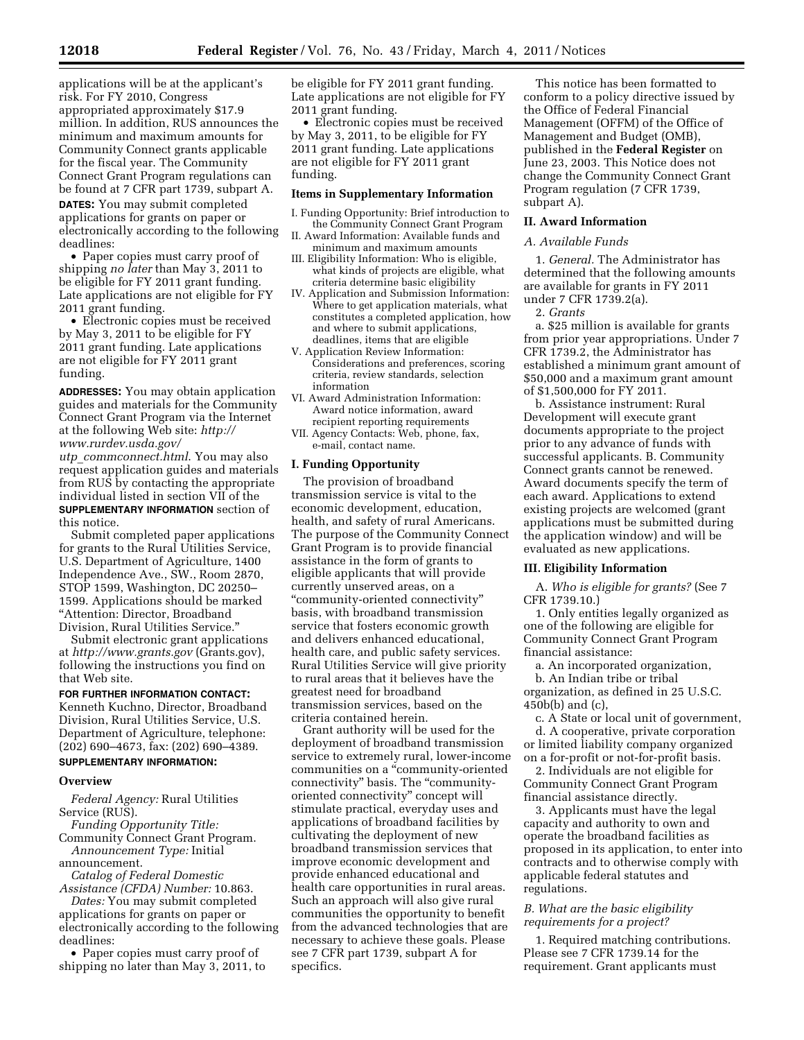applications will be at the applicant's risk. For FY 2010, Congress appropriated approximately $17.9 million. In addition, RUS announces the minimum and maximum amounts for Community Connect grants applicable for the fiscal year. The Community Connect Grant Program regulations can be found at 7 CFR part 1739, subpart A.

**DATES:** You may submit completed applications for grants on paper or electronically according to the following deadlines:

- Paper copies must carry proof of shipping *no later* than May 3, 2011 to be eligible for FY 2011 grant funding. Late applications are not eligible for FY 2011 grant funding.
- Electronic copies must be received by May 3, 2011 to be eligible for FY 2011 grant funding. Late applications are not eligible for FY 2011 grant funding.

**ADDRESSES:** You may obtain application guides and materials for the Community Connect Grant Program via the Internet at the following Web site: *http://www.rurdev.usda.gov/utp_commconnect.html*. You may also request application guides and materials from RUS by contacting the appropriate individual listed in section VII of the **SUPPLEMENTARY INFORMATION** section of this notice.

Submit completed paper applications for grants to the Rural Utilities Service, U.S. Department of Agriculture, 1400 Independence Ave., SW., Room 2870, STOP 1599, Washington, DC 20250–1599. Applications should be marked "Attention: Director, Broadband Division, Rural Utilities Service."

Submit electronic grant applications at *http://www.grants.gov* (Grants.gov), following the instructions you find on that Web site.

**FOR FURTHER INFORMATION CONTACT:** Kenneth Kuchno, Director, Broadband Division, Rural Utilities Service, U.S. Department of Agriculture, telephone: (202) 690–4673, fax: (202) 690–4389.

**SUPPLEMENTARY INFORMATION:**

## Overview

*Federal Agency:* Rural Utilities Service (RUS).

*Funding Opportunity Title:* Community Connect Grant Program.

*Announcement Type:* Initial announcement.

*Catalog of Federal Domestic Assistance (CFDA) Number:* 10.863.

*Dates:* You may submit completed applications for grants on paper or electronically according to the following deadlines:

- Paper copies must carry proof of shipping no later than May 3, 2011, to be eligible for FY 2011 grant funding. Late applications are not eligible for FY 2011 grant funding.
- Electronic copies must be received by May 3, 2011, to be eligible for FY 2011 grant funding. Late applications are not eligible for FY 2011 grant funding.

### Items in Supplementary Information

I. Funding Opportunity: Brief introduction to the Community Connect Grant Program
II. Award Information: Available funds and minimum and maximum amounts
III. Eligibility Information: Who is eligible, what kinds of projects are eligible, what criteria determine basic eligibility
IV. Application and Submission Information: Where to get application materials, what constitutes a completed application, how and where to submit applications, deadlines, items that are eligible
V. Application Review Information: Considerations and preferences, scoring criteria, review standards, selection information
VI. Award Administration Information: Award notice information, award recipient reporting requirements
VII. Agency Contacts: Web, phone, fax, e-mail, contact name.

## I. Funding Opportunity

The provision of broadband transmission service is vital to the economic development, education, health, and safety of rural Americans. The purpose of the Community Connect Grant Program is to provide financial assistance in the form of grants to eligible applicants that will provide currently unserved areas, on a "community-oriented connectivity" basis, with broadband transmission service that fosters economic growth and delivers enhanced educational, health care, and public safety services. Rural Utilities Service will give priority to rural areas that it believes have the greatest need for broadband transmission services, based on the criteria contained herein.

Grant authority will be used for the deployment of broadband transmission service to extremely rural, lower-income communities on a "community-oriented connectivity" basis. The "community-oriented connectivity" concept will stimulate practical, everyday uses and applications of broadband facilities by cultivating the deployment of new broadband transmission services that improve economic development and provide enhanced educational and health care opportunities in rural areas. Such an approach will also give rural communities the opportunity to benefit from the advanced technologies that are necessary to achieve these goals. Please see 7 CFR part 1739, subpart A for specifics.

This notice has been formatted to conform to a policy directive issued by the Office of Federal Financial Management (OFFM) of the Office of Management and Budget (OMB), published in the **Federal Register** on June 23, 2003. This Notice does not change the Community Connect Grant Program regulation (7 CFR 1739, subpart A).

## II. Award Information

### A. Available Funds

1. *General.* The Administrator has determined that the following amounts are available for grants in FY 2011 under 7 CFR 1739.2(a).

2. *Grants*

a. $25 million is available for grants from prior year appropriations. Under 7 CFR 1739.2, the Administrator has established a minimum grant amount of $50,000 and a maximum grant amount of $1,500,000 for FY 2011.

b. Assistance instrument: Rural Development will execute grant documents appropriate to the project prior to any advance of funds with successful applicants. B. Community Connect grants cannot be renewed. Award documents specify the term of each award. Applications to extend existing projects are welcomed (grant applications must be submitted during the application window) and will be evaluated as new applications.

## III. Eligibility Information

A. *Who is eligible for grants?* (See 7 CFR 1739.10.)

1. Only entities legally organized as one of the following are eligible for Community Connect Grant Program financial assistance:

a. An incorporated organization,

b. An Indian tribe or tribal organization, as defined in 25 U.S.C. 450b(b) and (c),

c. A State or local unit of government,

d. A cooperative, private corporation or limited liability company organized on a for-profit or not-for-profit basis.

2. Individuals are not eligible for Community Connect Grant Program financial assistance directly.

3. Applicants must have the legal capacity and authority to own and operate the broadband facilities as proposed in its application, to enter into contracts and to otherwise comply with applicable federal statutes and regulations.

### B. What are the basic eligibility requirements for a project?

1. Required matching contributions. Please see 7 CFR 1739.14 for the requirement. Grant applicants must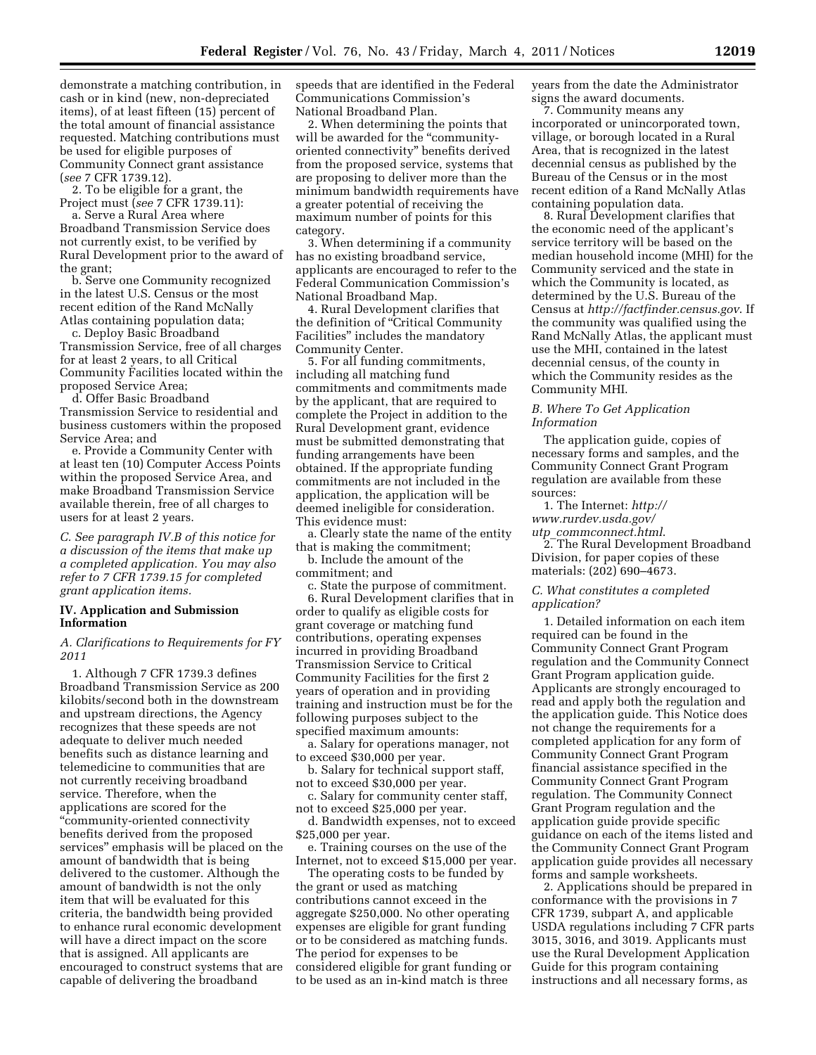demonstrate a matching contribution, in cash or in kind (new, non-depreciated items), of at least fifteen (15) percent of the total amount of financial assistance requested. Matching contributions must be used for eligible purposes of Community Connect grant assistance (*see* 7 CFR 1739.12).

2. To be eligible for a grant, the Project must (*see* 7 CFR 1739.11):

a. Serve a Rural Area where Broadband Transmission Service does not currently exist, to be verified by Rural Development prior to the award of the grant;

b. Serve one Community recognized in the latest U.S. Census or the most recent edition of the Rand McNally Atlas containing population data;

c. Deploy Basic Broadband Transmission Service, free of all charges for at least 2 years, to all Critical Community Facilities located within the proposed Service Area;

d. Offer Basic Broadband Transmission Service to residential and business customers within the proposed Service Area; and

e. Provide a Community Center with at least ten (10) Computer Access Points within the proposed Service Area, and make Broadband Transmission Service available therein, free of all charges to users for at least 2 years.

*C. See paragraph IV.B of this notice for a discussion of the items that make up a completed application. You may also refer to 7 CFR 1739.15 for completed grant application items.*

## IV. Application and Submission Information

### *A. Clarifications to Requirements for FY 2011*

1. Although 7 CFR 1739.3 defines Broadband Transmission Service as 200 kilobits/second both in the downstream and upstream directions, the Agency recognizes that these speeds are not adequate to deliver much needed benefits such as distance learning and telemedicine to communities that are not currently receiving broadband service. Therefore, when the applications are scored for the "community-oriented connectivity benefits derived from the proposed services" emphasis will be placed on the amount of bandwidth that is being delivered to the customer. Although the amount of bandwidth is not the only item that will be evaluated for this criteria, the bandwidth being provided to enhance rural economic development will have a direct impact on the score that is assigned. All applicants are encouraged to construct systems that are capable of delivering the broadband speeds that are identified in the Federal Communications Commission's National Broadband Plan.

2. When determining the points that will be awarded for the "community-oriented connectivity" benefits derived from the proposed service, systems that are proposing to deliver more than the minimum bandwidth requirements have a greater potential of receiving the maximum number of points for this category.

3. When determining if a community has no existing broadband service, applicants are encouraged to refer to the Federal Communication Commission's National Broadband Map.

4. Rural Development clarifies that the definition of "Critical Community Facilities" includes the mandatory Community Center.

5. For all funding commitments, including all matching fund commitments and commitments made by the applicant, that are required to complete the Project in addition to the Rural Development grant, evidence must be submitted demonstrating that funding arrangements have been obtained. If the appropriate funding commitments are not included in the application, the application will be deemed ineligible for consideration. This evidence must:

a. Clearly state the name of the entity that is making the commitment;

b. Include the amount of the commitment; and

c. State the purpose of commitment.

6. Rural Development clarifies that in order to qualify as eligible costs for grant coverage or matching fund contributions, operating expenses incurred in providing Broadband Transmission Service to Critical Community Facilities for the first 2 years of operation and in providing training and instruction must be for the following purposes subject to the specified maximum amounts:

a. Salary for operations manager, not to exceed $30,000 per year.

b. Salary for technical support staff, not to exceed $30,000 per year.

c. Salary for community center staff, not to exceed $25,000 per year.

d. Bandwidth expenses, not to exceed $25,000 per year.

e. Training courses on the use of the Internet, not to exceed $15,000 per year.

The operating costs to be funded by the grant or used as matching contributions cannot exceed in the aggregate $250,000. No other operating expenses are eligible for grant funding or to be considered as matching funds. The period for expenses to be considered eligible for grant funding or to be used as an in-kind match is three years from the date the Administrator signs the award documents.

7. Community means any incorporated or unincorporated town, village, or borough located in a Rural Area, that is recognized in the latest decennial census as published by the Bureau of the Census or in the most recent edition of a Rand McNally Atlas containing population data.

8. Rural Development clarifies that the economic need of the applicant's service territory will be based on the median household income (MHI) for the Community serviced and the state in which the Community is located, as determined by the U.S. Bureau of the Census at *http://factfinder.census.gov*. If the community was qualified using the Rand McNally Atlas, the applicant must use the MHI, contained in the latest decennial census, of the county in which the Community resides as the Community MHI.

### *B. Where To Get Application Information*

The application guide, copies of necessary forms and samples, and the Community Connect Grant Program regulation are available from these sources:

1. The Internet: *http://www.rurdev.usda.gov/utp_commconnect.html*.

2. The Rural Development Broadband Division, for paper copies of these materials: (202) 690–4673.

### *C. What constitutes a completed application?*

1. Detailed information on each item required can be found in the Community Connect Grant Program regulation and the Community Connect Grant Program application guide. Applicants are strongly encouraged to read and apply both the regulation and the application guide. This Notice does not change the requirements for a completed application for any form of Community Connect Grant Program financial assistance specified in the Community Connect Grant Program regulation. The Community Connect Grant Program regulation and the application guide provide specific guidance on each of the items listed and the Community Connect Grant Program application guide provides all necessary forms and sample worksheets.

2. Applications should be prepared in conformance with the provisions in 7 CFR 1739, subpart A, and applicable USDA regulations including 7 CFR parts 3015, 3016, and 3019. Applicants must use the Rural Development Application Guide for this program containing instructions and all necessary forms, as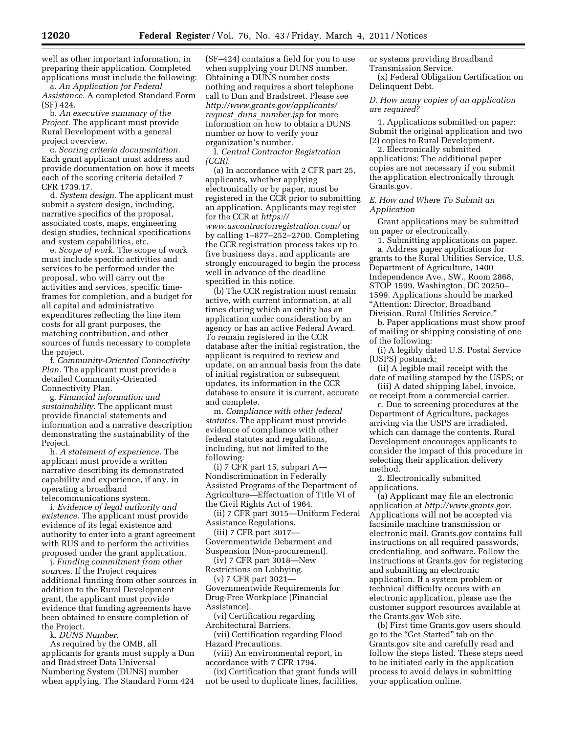well as other important information, in preparing their application. Completed applications must include the following:

a. *An Application for Federal Assistance.* A completed Standard Form (SF) 424.

b. *An executive summary of the Project.* The applicant must provide Rural Development with a general project overview.

c. *Scoring criteria documentation.* Each grant applicant must address and provide documentation on how it meets each of the scoring criteria detailed 7 CFR 1739.17.

d. *System design.* The applicant must submit a system design, including, narrative specifics of the proposal, associated costs, maps, engineering design studies, technical specifications and system capabilities, etc.

e. *Scope of work.* The scope of work must include specific activities and services to be performed under the proposal, who will carry out the activities and services, specific time-frames for completion, and a budget for all capital and administrative expenditures reflecting the line item costs for all grant purposes, the matching contribution, and other sources of funds necessary to complete the project.

f. *Community-Oriented Connectivity Plan.* The applicant must provide a detailed Community-Oriented Connectivity Plan.

g. *Financial information and sustainability.* The applicant must provide financial statements and information and a narrative description demonstrating the sustainability of the Project.

h. *A statement of experience.* The applicant must provide a written narrative describing its demonstrated capability and experience, if any, in operating a broadband telecommunications system.

i. *Evidence of legal authority and existence.* The applicant must provide evidence of its legal existence and authority to enter into a grant agreement with RUS and to perform the activities proposed under the grant application.

j. *Funding commitment from other sources.* If the Project requires additional funding from other sources in addition to the Rural Development grant, the applicant must provide evidence that funding agreements have been obtained to ensure completion of the Project.

k. *DUNS Number.*

As required by the OMB, all applicants for grants must supply a Dun and Bradstreet Data Universal Numbering System (DUNS) number when applying. The Standard Form 424 (SF–424) contains a field for you to use when supplying your DUNS number. Obtaining a DUNS number costs nothing and requires a short telephone call to Dun and Bradstreet. Please see *http://www.grants.gov/applicants/request_duns_number.jsp* for more information on how to obtain a DUNS number or how to verify your organization's number.

l. *Central Contractor Registration (CCR).*

(a) In accordance with 2 CFR part 25, applicants, whether applying electronically or by paper, must be registered in the CCR prior to submitting an application. Applicants may register for the CCR at *https://www.uscontractorregistration.com/* or by calling 1–877–252–2700. Completing the CCR registration process takes up to five business days, and applicants are strongly encouraged to begin the process well in advance of the deadline specified in this notice.

(b) The CCR registration must remain active, with current information, at all times during which an entity has an application under consideration by an agency or has an active Federal Award. To remain registered in the CCR database after the initial registration, the applicant is required to review and update, on an annual basis from the date of initial registration or subsequent updates, its information in the CCR database to ensure it is current, accurate and complete.

m. *Compliance with other federal statutes.* The applicant must provide evidence of compliance with other federal statutes and regulations, including, but not limited to the following:

(i) 7 CFR part 15, subpart A—Nondiscrimination in Federally Assisted Programs of the Department of Agriculture—Effectuation of Title VI of the Civil Rights Act of 1964.

(ii) 7 CFR part 3015—Uniform Federal Assistance Regulations.

(iii) 7 CFR part 3017—Governmentwide Debarment and Suspension (Non-procurement).

(iv) 7 CFR part 3018—New Restrictions on Lobbying.

(v) 7 CFR part 3021—Governmentwide Requirements for Drug-Free Workplace (Financial Assistance).

(vi) Certification regarding Architectural Barriers.

(vii) Certification regarding Flood Hazard Precautions.

(viii) An environmental report, in accordance with 7 CFR 1794.

(ix) Certification that grant funds will not be used to duplicate lines, facilities, or systems providing Broadband Transmission Service.

(x) Federal Obligation Certification on Delinquent Debt.

### *D. How many copies of an application are required?*

1. Applications submitted on paper: Submit the original application and two (2) copies to Rural Development.

2. Electronically submitted applications: The additional paper copies are not necessary if you submit the application electronically through Grants.gov.

### *E. How and Where To Submit an Application*

Grant applications may be submitted on paper or electronically.

1. Submitting applications on paper.

a. Address paper applications for grants to the Rural Utilities Service, U.S. Department of Agriculture, 1400 Independence Ave., SW., Room 2868, STOP 1599, Washington, DC 20250–1599. Applications should be marked "Attention: Director, Broadband Division, Rural Utilities Service."

b. Paper applications must show proof of mailing or shipping consisting of one of the following:

(i) A legibly dated U.S. Postal Service (USPS) postmark;

(ii) A legible mail receipt with the date of mailing stamped by the USPS; or

(iii) A dated shipping label, invoice, or receipt from a commercial carrier.

c. Due to screening procedures at the Department of Agriculture, packages arriving via the USPS are irradiated, which can damage the contents. Rural Development encourages applicants to consider the impact of this procedure in selecting their application delivery method.

2. Electronically submitted applications.

(a) Applicant may file an electronic application at *http://www.grants.gov.* Applications will not be accepted via facsimile machine transmission or electronic mail. Grants.gov contains full instructions on all required passwords, credentialing, and software. Follow the instructions at Grants.gov for registering and submitting an electronic application. If a system problem or technical difficulty occurs with an electronic application, please use the customer support resources available at the Grants.gov Web site.

(b) First time Grants.gov users should go to the "Get Started" tab on the Grants.gov site and carefully read and follow the steps listed. These steps need to be initiated early in the application process to avoid delays in submitting your application online.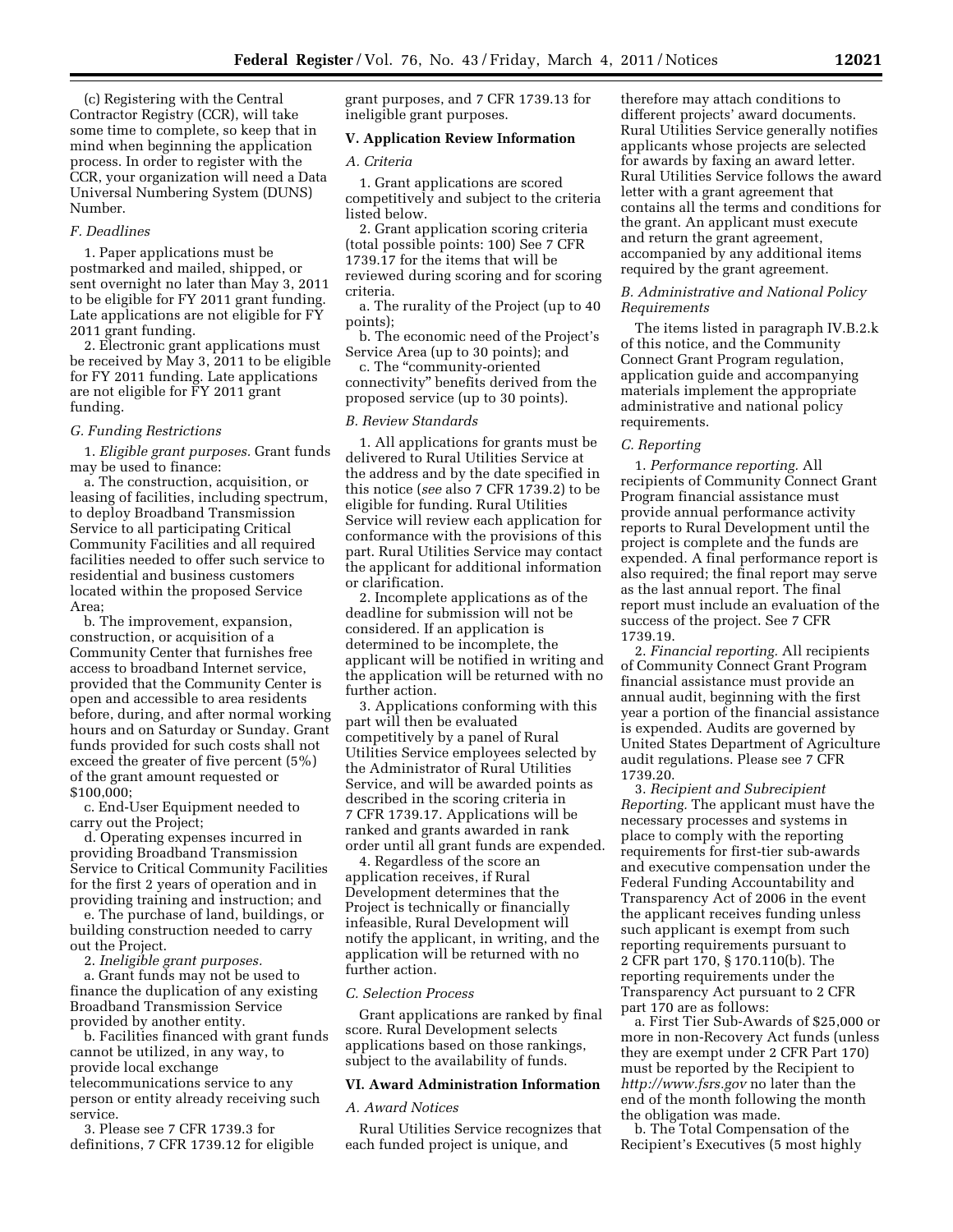(c) Registering with the Central Contractor Registry (CCR), will take some time to complete, so keep that in mind when beginning the application process. In order to register with the CCR, your organization will need a Data Universal Numbering System (DUNS) Number.

### F. Deadlines

1. Paper applications must be postmarked and mailed, shipped, or sent overnight no later than May 3, 2011 to be eligible for FY 2011 grant funding. Late applications are not eligible for FY 2011 grant funding.

2. Electronic grant applications must be received by May 3, 2011 to be eligible for FY 2011 funding. Late applications are not eligible for FY 2011 grant funding.

### G. Funding Restrictions

1. *Eligible grant purposes.* Grant funds may be used to finance:

a. The construction, acquisition, or leasing of facilities, including spectrum, to deploy Broadband Transmission Service to all participating Critical Community Facilities and all required facilities needed to offer such service to residential and business customers located within the proposed Service Area;

b. The improvement, expansion, construction, or acquisition of a Community Center that furnishes free access to broadband Internet service, provided that the Community Center is open and accessible to area residents before, during, and after normal working hours and on Saturday or Sunday. Grant funds provided for such costs shall not exceed the greater of five percent (5%) of the grant amount requested or $100,000;

c. End-User Equipment needed to carry out the Project;

d. Operating expenses incurred in providing Broadband Transmission Service to Critical Community Facilities for the first 2 years of operation and in providing training and instruction; and

e. The purchase of land, buildings, or building construction needed to carry out the Project.

2. *Ineligible grant purposes.*

a. Grant funds may not be used to finance the duplication of any existing Broadband Transmission Service provided by another entity.

b. Facilities financed with grant funds cannot be utilized, in any way, to provide local exchange telecommunications service to any person or entity already receiving such service.

3. Please see 7 CFR 1739.3 for definitions, 7 CFR 1739.12 for eligible grant purposes, and 7 CFR 1739.13 for ineligible grant purposes.

## V. Application Review Information

### A. Criteria

1. Grant applications are scored competitively and subject to the criteria listed below.

2. Grant application scoring criteria (total possible points: 100) See 7 CFR 1739.17 for the items that will be reviewed during scoring and for scoring criteria.

a. The rurality of the Project (up to 40 points);

b. The economic need of the Project's Service Area (up to 30 points); and

c. The "community-oriented connectivity" benefits derived from the proposed service (up to 30 points).

### B. Review Standards

1. All applications for grants must be delivered to Rural Utilities Service at the address and by the date specified in this notice (*see* also 7 CFR 1739.2) to be eligible for funding. Rural Utilities Service will review each application for conformance with the provisions of this part. Rural Utilities Service may contact the applicant for additional information or clarification.

2. Incomplete applications as of the deadline for submission will not be considered. If an application is determined to be incomplete, the applicant will be notified in writing and the application will be returned with no further action.

3. Applications conforming with this part will then be evaluated competitively by a panel of Rural Utilities Service employees selected by the Administrator of Rural Utilities Service, and will be awarded points as described in the scoring criteria in 7 CFR 1739.17. Applications will be ranked and grants awarded in rank order until all grant funds are expended.

4. Regardless of the score an application receives, if Rural Development determines that the Project is technically or financially infeasible, Rural Development will notify the applicant, in writing, and the application will be returned with no further action.

### C. Selection Process

Grant applications are ranked by final score. Rural Development selects applications based on those rankings, subject to the availability of funds.

## VI. Award Administration Information

### A. Award Notices

Rural Utilities Service recognizes that each funded project is unique, and therefore may attach conditions to different projects' award documents. Rural Utilities Service generally notifies applicants whose projects are selected for awards by faxing an award letter. Rural Utilities Service follows the award letter with a grant agreement that contains all the terms and conditions for the grant. An applicant must execute and return the grant agreement, accompanied by any additional items required by the grant agreement.

### B. Administrative and National Policy Requirements

The items listed in paragraph IV.B.2.k of this notice, and the Community Connect Grant Program regulation, application guide and accompanying materials implement the appropriate administrative and national policy requirements.

### C. Reporting

1. *Performance reporting.* All recipients of Community Connect Grant Program financial assistance must provide annual performance activity reports to Rural Development until the project is complete and the funds are expended. A final performance report is also required; the final report may serve as the last annual report. The final report must include an evaluation of the success of the project. See 7 CFR 1739.19.

2. *Financial reporting.* All recipients of Community Connect Grant Program financial assistance must provide an annual audit, beginning with the first year a portion of the financial assistance is expended. Audits are governed by United States Department of Agriculture audit regulations. Please see 7 CFR 1739.20.

3. *Recipient and Subrecipient Reporting.* The applicant must have the necessary processes and systems in place to comply with the reporting requirements for first-tier sub-awards and executive compensation under the Federal Funding Accountability and Transparency Act of 2006 in the event the applicant receives funding unless such applicant is exempt from such reporting requirements pursuant to 2 CFR part 170, § 170.110(b). The reporting requirements under the Transparency Act pursuant to 2 CFR part 170 are as follows:

a. First Tier Sub-Awards of $25,000 or more in non-Recovery Act funds (unless they are exempt under 2 CFR Part 170) must be reported by the Recipient to *http://www.fsrs.gov* no later than the end of the month following the month the obligation was made.

b. The Total Compensation of the Recipient's Executives (5 most highly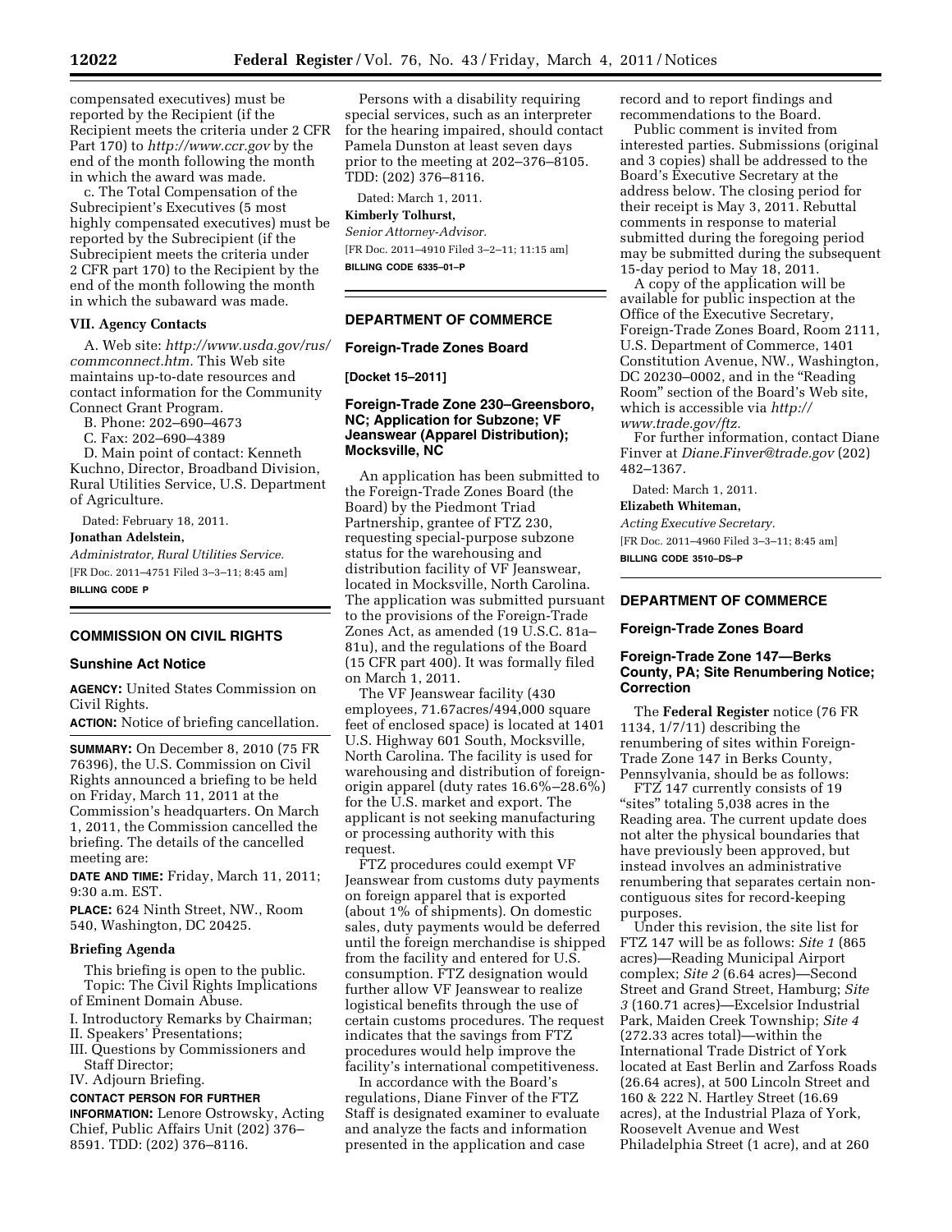compensated executives) must be reported by the Recipient (if the Recipient meets the criteria under 2 CFR Part 170) to *http://www.ccr.gov* by the end of the month following the month in which the award was made.

c. The Total Compensation of the Subrecipient's Executives (5 most highly compensated executives) must be reported by the Subrecipient (if the Subrecipient meets the criteria under 2 CFR part 170) to the Recipient by the end of the month following the month in which the subaward was made.

### VII. Agency Contacts

A. Web site: *http://www.usda.gov/rus/commconnect.htm.* This Web site maintains up-to-date resources and contact information for the Community Connect Grant Program.

B. Phone: 202–690–4673

C. Fax: 202–690–4389

D. Main point of contact: Kenneth Kuchno, Director, Broadband Division, Rural Utilities Service, U.S. Department of Agriculture.

Dated: February 18, 2011.

**Jonathan Adelstein,**

*Administrator, Rural Utilities Service.*

[FR Doc. 2011–4751 Filed 3–3–11; 8:45 am]

**BILLING CODE P**

## COMMISSION ON CIVIL RIGHTS

### Sunshine Act Notice

**AGENCY:** United States Commission on Civil Rights.

**ACTION:** Notice of briefing cancellation.

**SUMMARY:** On December 8, 2010 (75 FR 76396), the U.S. Commission on Civil Rights announced a briefing to be held on Friday, March 11, 2011 at the Commission's headquarters. On March 1, 2011, the Commission cancelled the briefing. The details of the cancelled meeting are:

**DATE AND TIME:** Friday, March 11, 2011; 9:30 a.m. EST.

**PLACE:** 624 Ninth Street, NW., Room 540, Washington, DC 20425.

### Briefing Agenda

This briefing is open to the public. Topic: The Civil Rights Implications of Eminent Domain Abuse.

I. Introductory Remarks by Chairman;
II. Speakers' Presentations;
III. Questions by Commissioners and Staff Director;
IV. Adjourn Briefing.

**CONTACT PERSON FOR FURTHER INFORMATION:** Lenore Ostrowsky, Acting Chief, Public Affairs Unit (202) 376–8591. TDD: (202) 376–8116.

Persons with a disability requiring special services, such as an interpreter for the hearing impaired, should contact Pamela Dunston at least seven days prior to the meeting at 202–376–8105. TDD: (202) 376–8116.

Dated: March 1, 2011.

**Kimberly Tolhurst,**

*Senior Attorney-Advisor.*

[FR Doc. 2011–4910 Filed 3–2–11; 11:15 am]

**BILLING CODE 6335–01–P**

## DEPARTMENT OF COMMERCE

### Foreign-Trade Zones Board

**[Docket 15–2011]**

### Foreign-Trade Zone 230–Greensboro, NC; Application for Subzone; VF Jeanswear (Apparel Distribution); Mocksville, NC

An application has been submitted to the Foreign-Trade Zones Board (the Board) by the Piedmont Triad Partnership, grantee of FTZ 230, requesting special-purpose subzone status for the warehousing and distribution facility of VF Jeanswear, located in Mocksville, North Carolina. The application was submitted pursuant to the provisions of the Foreign-Trade Zones Act, as amended (19 U.S.C. 81a–81u), and the regulations of the Board (15 CFR part 400). It was formally filed on March 1, 2011.

The VF Jeanswear facility (430 employees, 71.67acres/494,000 square feet of enclosed space) is located at 1401 U.S. Highway 601 South, Mocksville, North Carolina. The facility is used for warehousing and distribution of foreign-origin apparel (duty rates 16.6%–28.6%) for the U.S. market and export. The applicant is not seeking manufacturing or processing authority with this request.

FTZ procedures could exempt VF Jeanswear from customs duty payments on foreign apparel that is exported (about 1% of shipments). On domestic sales, duty payments would be deferred until the foreign merchandise is shipped from the facility and entered for U.S. consumption. FTZ designation would further allow VF Jeanswear to realize logistical benefits through the use of certain customs procedures. The request indicates that the savings from FTZ procedures would help improve the facility's international competitiveness.

In accordance with the Board's regulations, Diane Finver of the FTZ Staff is designated examiner to evaluate and analyze the facts and information presented in the application and case record and to report findings and recommendations to the Board.

Public comment is invited from interested parties. Submissions (original and 3 copies) shall be addressed to the Board's Executive Secretary at the address below. The closing period for their receipt is May 3, 2011. Rebuttal comments in response to material submitted during the foregoing period may be submitted during the subsequent 15-day period to May 18, 2011.

A copy of the application will be available for public inspection at the Office of the Executive Secretary, Foreign-Trade Zones Board, Room 2111, U.S. Department of Commerce, 1401 Constitution Avenue, NW., Washington, DC 20230–0002, and in the "Reading Room" section of the Board's Web site, which is accessible via *http://www.trade.gov/ftz.*

For further information, contact Diane Finver at *Diane.Finver@trade.gov* (202) 482–1367.

Dated: March 1, 2011.

**Elizabeth Whiteman,**

*Acting Executive Secretary.*

[FR Doc. 2011–4960 Filed 3–3–11; 8:45 am]

**BILLING CODE 3510–DS–P**

## DEPARTMENT OF COMMERCE

### Foreign-Trade Zones Board

### Foreign-Trade Zone 147—Berks County, PA; Site Renumbering Notice; Correction

The **Federal Register** notice (76 FR 1134, 1/7/11) describing the renumbering of sites within Foreign-Trade Zone 147 in Berks County, Pennsylvania, should be as follows:

FTZ 147 currently consists of 19 "sites" totaling 5,038 acres in the Reading area. The current update does not alter the physical boundaries that have previously been approved, but instead involves an administrative renumbering that separates certain non-contiguous sites for record-keeping purposes.

Under this revision, the site list for FTZ 147 will be as follows: *Site 1* (865 acres)—Reading Municipal Airport complex; *Site 2* (6.64 acres)—Second Street and Grand Street, Hamburg; *Site 3* (160.71 acres)—Excelsior Industrial Park, Maiden Creek Township; *Site 4* (272.33 acres total)—within the International Trade District of York located at East Berlin and Zarfoss Roads (26.64 acres), at 500 Lincoln Street and 160 & 222 N. Hartley Street (16.69 acres), at the Industrial Plaza of York, Roosevelt Avenue and West Philadelphia Street (1 acre), and at 260